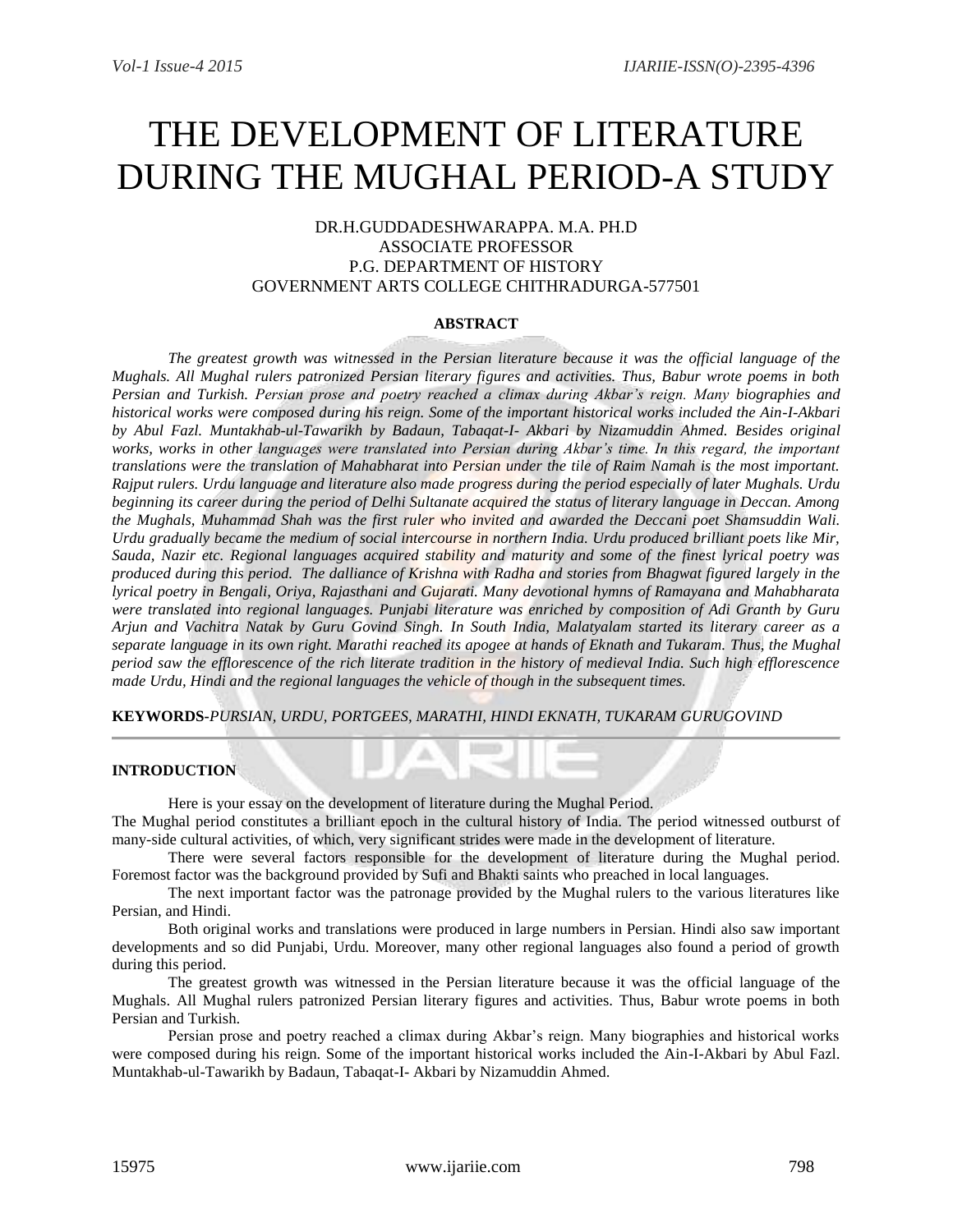# THE DEVELOPMENT OF LITERATURE DURING THE MUGHAL PERIOD-A STUDY

DR.H.GUDDADESHWARAPPA. M.A. PH.D
ASSOCIATE PROFESSOR
P.G. DEPARTMENT OF HISTORY
GOVERNMENT ARTS COLLEGE CHITHRADURGA-577501

## ABSTRACT

*The greatest growth was witnessed in the Persian literature because it was the official language of the Mughals. All Mughal rulers patronized Persian literary figures and activities. Thus, Babur wrote poems in both Persian and Turkish. Persian prose and poetry reached a climax during Akbar's reign. Many biographies and historical works were composed during his reign. Some of the important historical works included the Ain-I-Akbari by Abul Fazl. Muntakhab-ul-Tawarikh by Badaun, Tabaqat-I- Akbari by Nizamuddin Ahmed. Besides original works, works in other languages were translated into Persian during Akbar's time. In this regard, the important translations were the translation of Mahabharat into Persian under the tile of Raim Namah is the most important. Rajput rulers. Urdu language and literature also made progress during the period especially of later Mughals. Urdu beginning its career during the period of Delhi Sultanate acquired the status of literary language in Deccan. Among the Mughals, Muhammad Shah was the first ruler who invited and awarded the Deccani poet Shamsuddin Wali. Urdu gradually became the medium of social intercourse in northern India. Urdu produced brilliant poets like Mir, Sauda, Nazir etc. Regional languages acquired stability and maturity and some of the finest lyrical poetry was produced during this period. The dalliance of Krishna with Radha and stories from Bhagwat figured largely in the lyrical poetry in Bengali, Oriya, Rajasthani and Gujarati. Many devotional hymns of Ramayana and Mahabharata were translated into regional languages. Punjabi literature was enriched by composition of Adi Granth by Guru Arjun and Vachitra Natak by Guru Govind Singh. In South India, Malatyalam started its literary career as a separate language in its own right. Marathi reached its apogee at hands of Eknath and Tukaram. Thus, the Mughal period saw the efflorescence of the rich literate tradition in the history of medieval India. Such high efflorescence made Urdu, Hindi and the regional languages the vehicle of though in the subsequent times.*

**KEYWORDS-***PURSIAN, URDU, PORTGEES, MARATHI, HINDI EKNATH, TUKARAM GURUGOVIND*

## INTRODUCTION

Here is your essay on the development of literature during the Mughal Period.

The Mughal period constitutes a brilliant epoch in the cultural history of India. The period witnessed outburst of many-side cultural activities, of which, very significant strides were made in the development of literature.

There were several factors responsible for the development of literature during the Mughal period. Foremost factor was the background provided by Sufi and Bhakti saints who preached in local languages.

The next important factor was the patronage provided by the Mughal rulers to the various literatures like Persian, and Hindi.

Both original works and translations were produced in large numbers in Persian. Hindi also saw important developments and so did Punjabi, Urdu. Moreover, many other regional languages also found a period of growth during this period.

The greatest growth was witnessed in the Persian literature because it was the official language of the Mughals. All Mughal rulers patronized Persian literary figures and activities. Thus, Babur wrote poems in both Persian and Turkish.

Persian prose and poetry reached a climax during Akbar's reign. Many biographies and historical works were composed during his reign. Some of the important historical works included the Ain-I-Akbari by Abul Fazl. Muntakhab-ul-Tawarikh by Badaun, Tabaqat-I- Akbari by Nizamuddin Ahmed.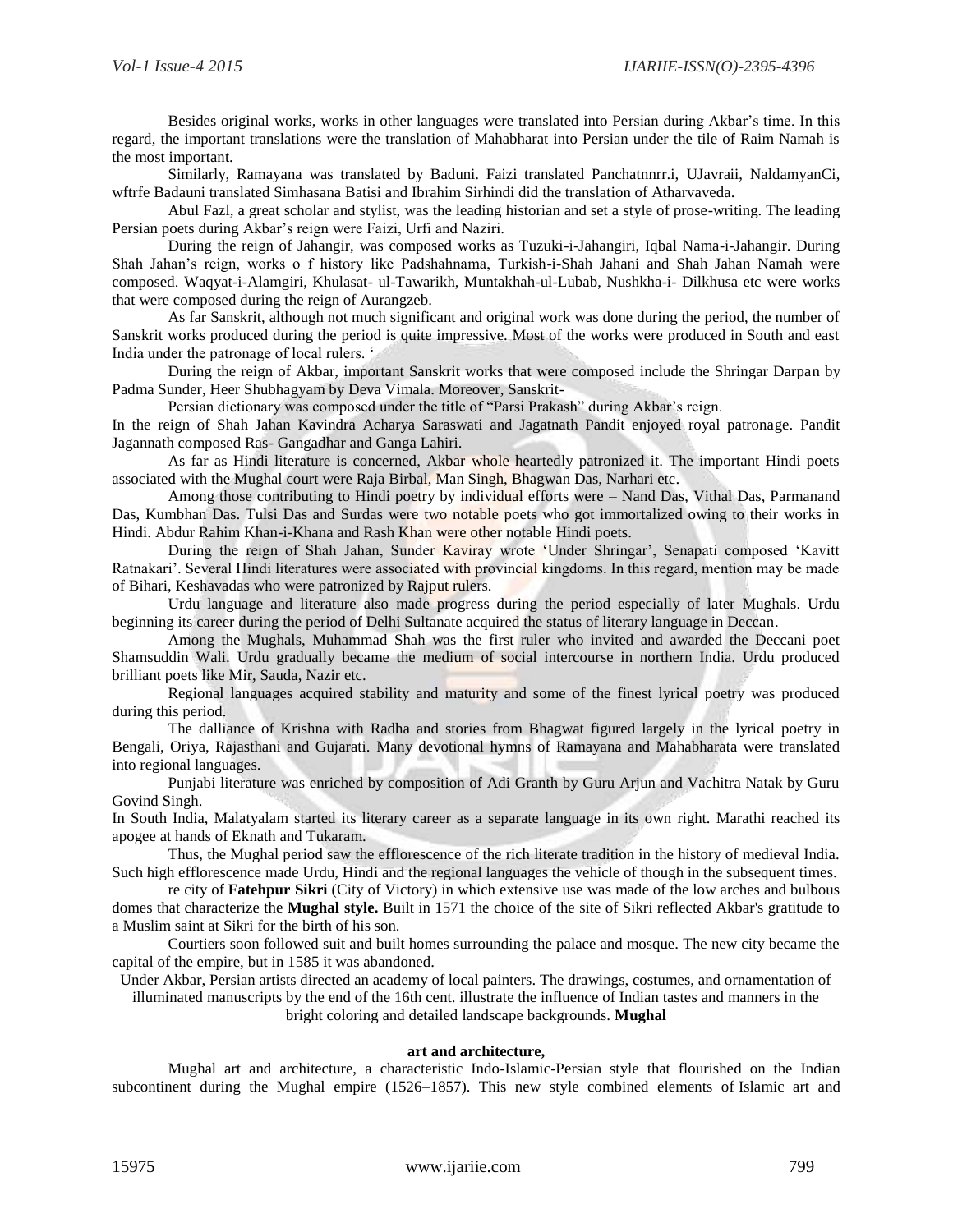Besides original works, works in other languages were translated into Persian during Akbar's time. In this regard, the important translations were the translation of Mahabharat into Persian under the tile of Raim Namah is the most important.

Similarly, Ramayana was translated by Baduni. Faizi translated Panchatnnrr.i, UJavraii, NaldamyanCi, wftrfe Badauni translated Simhasana Batisi and Ibrahim Sirhindi did the translation of Atharvaveda.

Abul Fazl, a great scholar and stylist, was the leading historian and set a style of prose-writing. The leading Persian poets during Akbar's reign were Faizi, Urfi and Naziri.

During the reign of Jahangir, was composed works as Tuzuki-i-Jahangiri, Iqbal Nama-i-Jahangir. During Shah Jahan's reign, works o f history like Padshahnama, Turkish-i-Shah Jahani and Shah Jahan Namah were composed. Waqyat-i-Alamgiri, Khulasat- ul-Tawarikh, Muntakhah-ul-Lubab, Nushkha-i- Dilkhusa etc were works that were composed during the reign of Aurangzeb.

As far Sanskrit, although not much significant and original work was done during the period, the number of Sanskrit works produced during the period is quite impressive. Most of the works were produced in South and east India under the patronage of local rulers. '

During the reign of Akbar, important Sanskrit works that were composed include the Shringar Darpan by Padma Sunder, Heer Shubhagyam by Deva Vimala. Moreover, Sanskrit-

Persian dictionary was composed under the title of "Parsi Prakash" during Akbar's reign.

In the reign of Shah Jahan Kavindra Acharya Saraswati and Jagatnath Pandit enjoyed royal patronage. Pandit Jagannath composed Ras- Gangadhar and Ganga Lahiri.

As far as Hindi literature is concerned, Akbar whole heartedly patronized it. The important Hindi poets associated with the Mughal court were Raja Birbal, Man Singh, Bhagwan Das, Narhari etc.

Among those contributing to Hindi poetry by individual efforts were – Nand Das, Vithal Das, Parmanand Das, Kumbhan Das. Tulsi Das and Surdas were two notable poets who got immortalized owing to their works in Hindi. Abdur Rahim Khan-i-Khana and Rash Khan were other notable Hindi poets.

During the reign of Shah Jahan, Sunder Kaviray wrote 'Under Shringar', Senapati composed 'Kavitt Ratnakari'. Several Hindi literatures were associated with provincial kingdoms. In this regard, mention may be made of Bihari, Keshavadas who were patronized by Rajput rulers.

Urdu language and literature also made progress during the period especially of later Mughals. Urdu beginning its career during the period of Delhi Sultanate acquired the status of literary language in Deccan.

Among the Mughals, Muhammad Shah was the first ruler who invited and awarded the Deccani poet Shamsuddin Wali. Urdu gradually became the medium of social intercourse in northern India. Urdu produced brilliant poets like Mir, Sauda, Nazir etc.

Regional languages acquired stability and maturity and some of the finest lyrical poetry was produced during this period.

The dalliance of Krishna with Radha and stories from Bhagwat figured largely in the lyrical poetry in Bengali, Oriya, Rajasthani and Gujarati. Many devotional hymns of Ramayana and Mahabharata were translated into regional languages.

Punjabi literature was enriched by composition of Adi Granth by Guru Arjun and Vachitra Natak by Guru Govind Singh.

In South India, Malatyalam started its literary career as a separate language in its own right. Marathi reached its apogee at hands of Eknath and Tukaram.

Thus, the Mughal period saw the efflorescence of the rich literate tradition in the history of medieval India. Such high efflorescence made Urdu, Hindi and the regional languages the vehicle of though in the subsequent times.

re city of **Fatehpur Sikri** (City of Victory) in which extensive use was made of the low arches and bulbous domes that characterize the **Mughal style.** Built in 1571 the choice of the site of Sikri reflected Akbar's gratitude to a Muslim saint at Sikri for the birth of his son.

Courtiers soon followed suit and built homes surrounding the palace and mosque. The new city became the capital of the empire, but in 1585 it was abandoned.

Under Akbar, Persian artists directed an academy of local painters. The drawings, costumes, and ornamentation of illuminated manuscripts by the end of the 16th cent. illustrate the influence of Indian tastes and manners in the bright coloring and detailed landscape backgrounds. **Mughal**

**art and architecture,**

Mughal art and architecture, a characteristic Indo-Islamic-Persian style that flourished on the Indian subcontinent during the Mughal empire (1526–1857). This new style combined elements of Islamic art and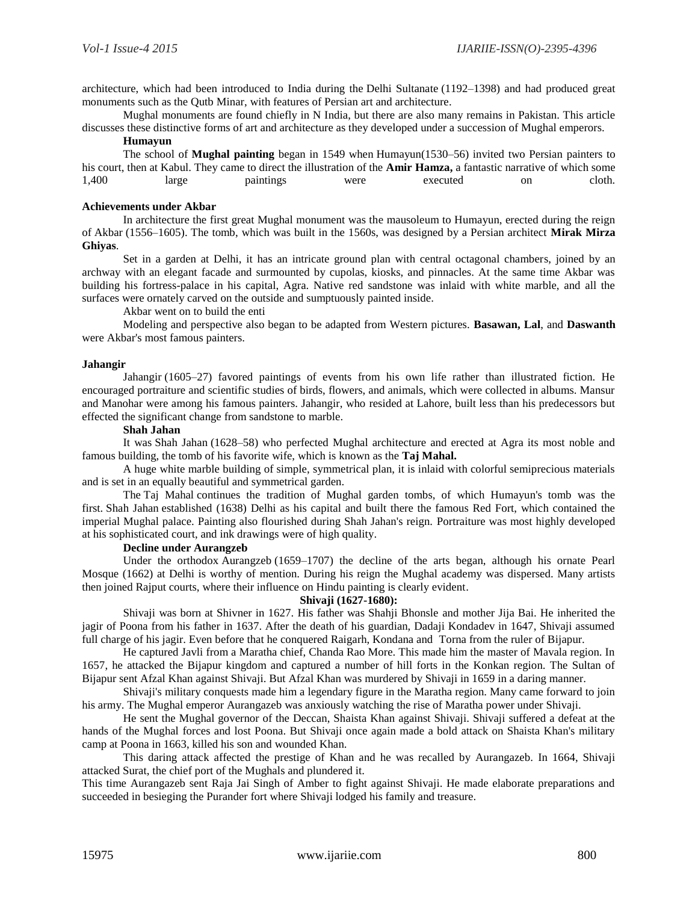architecture, which had been introduced to India during the Delhi Sultanate (1192–1398) and had produced great monuments such as the Qutb Minar, with features of Persian art and architecture.

Mughal monuments are found chiefly in N India, but there are also many remains in Pakistan. This article discusses these distinctive forms of art and architecture as they developed under a succession of Mughal emperors.

**Humayun**

The school of **Mughal painting** began in 1549 when Humayun(1530–56) invited two Persian painters to his court, then at Kabul. They came to direct the illustration of the **Amir Hamza,** a fantastic narrative of which some 1,400 large paintings were executed on cloth.

**Achievements under Akbar**

In architecture the first great Mughal monument was the mausoleum to Humayun, erected during the reign of Akbar (1556–1605). The tomb, which was built in the 1560s, was designed by a Persian architect **Mirak Mirza Ghiyas**.

Set in a garden at Delhi, it has an intricate ground plan with central octagonal chambers, joined by an archway with an elegant facade and surmounted by cupolas, kiosks, and pinnacles. At the same time Akbar was building his fortress-palace in his capital, Agra. Native red sandstone was inlaid with white marble, and all the surfaces were ornately carved on the outside and sumptuously painted inside.

Akbar went on to build the enti

Modeling and perspective also began to be adapted from Western pictures. **Basawan, Lal**, and **Daswanth** were Akbar's most famous painters.

**Jahangir**

Jahangir (1605–27) favored paintings of events from his own life rather than illustrated fiction. He encouraged portraiture and scientific studies of birds, flowers, and animals, which were collected in albums. Mansur and Manohar were among his famous painters. Jahangir, who resided at Lahore, built less than his predecessors but effected the significant change from sandstone to marble.

**Shah Jahan**

It was Shah Jahan (1628–58) who perfected Mughal architecture and erected at Agra its most noble and famous building, the tomb of his favorite wife, which is known as the **Taj Mahal.**

A huge white marble building of simple, symmetrical plan, it is inlaid with colorful semiprecious materials and is set in an equally beautiful and symmetrical garden.

The Taj Mahal continues the tradition of Mughal garden tombs, of which Humayun's tomb was the first. Shah Jahan established (1638) Delhi as his capital and built there the famous Red Fort, which contained the imperial Mughal palace. Painting also flourished during Shah Jahan's reign. Portraiture was most highly developed at his sophisticated court, and ink drawings were of high quality.

**Decline under Aurangzeb**

Under the orthodox Aurangzeb (1659–1707) the decline of the arts began, although his ornate Pearl Mosque (1662) at Delhi is worthy of mention. During his reign the Mughal academy was dispersed. Many artists then joined Rajput courts, where their influence on Hindu painting is clearly evident.

**Shivaji (1627-1680):**

Shivaji was born at Shivner in 1627. His father was Shahji Bhonsle and mother Jija Bai. He inherited the jagir of Poona from his father in 1637. After the death of his guardian, Dadaji Kondadev in 1647, Shivaji assumed full charge of his jagir. Even before that he conquered Raigarh, Kondana and Torna from the ruler of Bijapur.

He captured Javli from a Maratha chief, Chanda Rao More. This made him the master of Mavala region. In 1657, he attacked the Bijapur kingdom and captured a number of hill forts in the Konkan region. The Sultan of Bijapur sent Afzal Khan against Shivaji. But Afzal Khan was murdered by Shivaji in 1659 in a daring manner.

Shivaji's military conquests made him a legendary figure in the Maratha region. Many came forward to join his army. The Mughal emperor Aurangazeb was anxiously watching the rise of Maratha power under Shivaji.

He sent the Mughal governor of the Deccan, Shaista Khan against Shivaji. Shivaji suffered a defeat at the hands of the Mughal forces and lost Poona. But Shivaji once again made a bold attack on Shaista Khan's military camp at Poona in 1663, killed his son and wounded Khan.

This daring attack affected the prestige of Khan and he was recalled by Aurangazeb. In 1664, Shivaji attacked Surat, the chief port of the Mughals and plundered it.

This time Aurangazeb sent Raja Jai Singh of Amber to fight against Shivaji. He made elaborate preparations and succeeded in besieging the Purander fort where Shivaji lodged his family and treasure.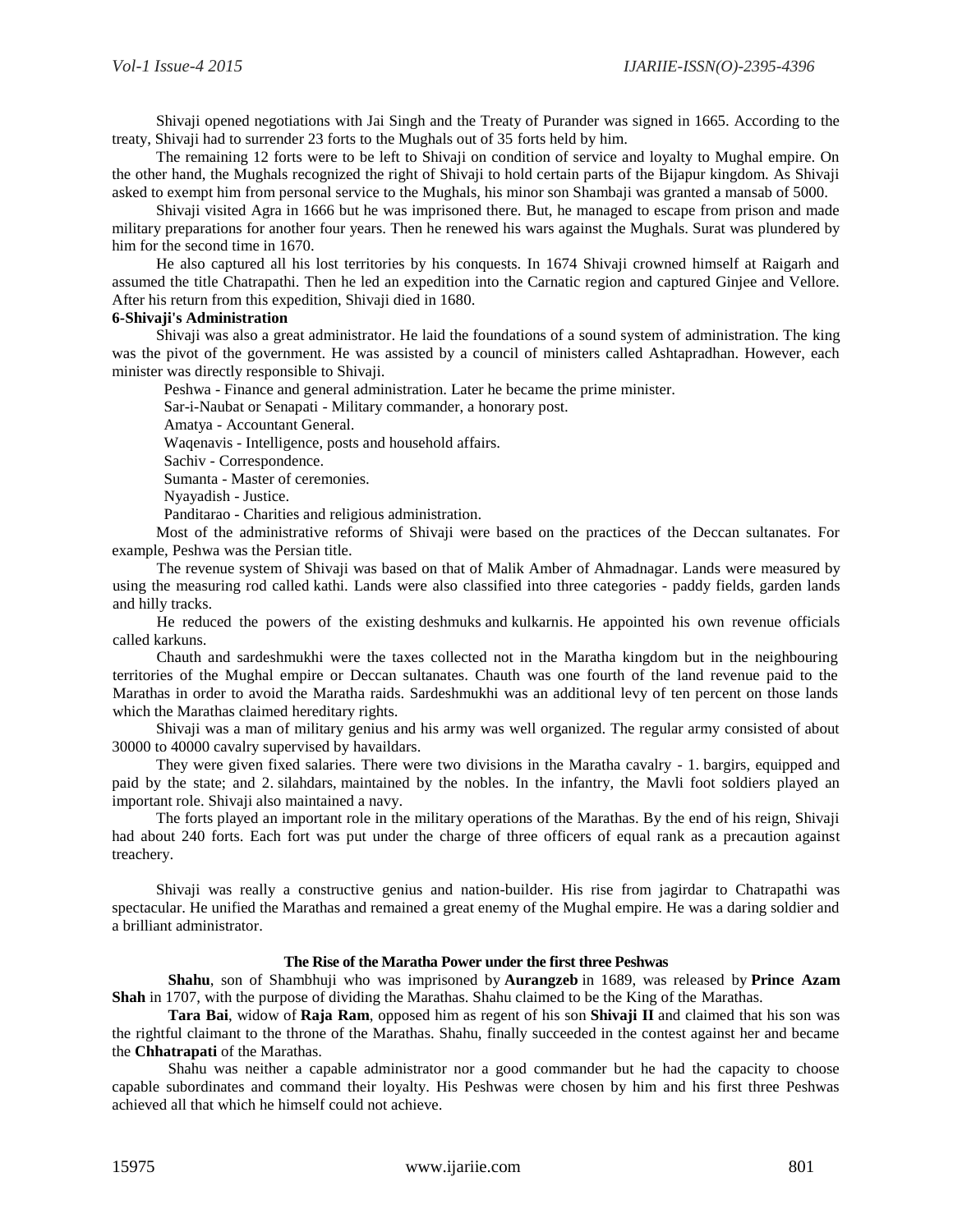Shivaji opened negotiations with Jai Singh and the Treaty of Purander was signed in 1665. According to the treaty, Shivaji had to surrender 23 forts to the Mughals out of 35 forts held by him.

The remaining 12 forts were to be left to Shivaji on condition of service and loyalty to Mughal empire. On the other hand, the Mughals recognized the right of Shivaji to hold certain parts of the Bijapur kingdom. As Shivaji asked to exempt him from personal service to the Mughals, his minor son Shambaji was granted a mansab of 5000.

Shivaji visited Agra in 1666 but he was imprisoned there. But, he managed to escape from prison and made military preparations for another four years. Then he renewed his wars against the Mughals. Surat was plundered by him for the second time in 1670.

He also captured all his lost territories by his conquests. In 1674 Shivaji crowned himself at Raigarh and assumed the title Chatrapathi. Then he led an expedition into the Carnatic region and captured Ginjee and Vellore. After his return from this expedition, Shivaji died in 1680.

**6-Shivaji's Administration**

Shivaji was also a great administrator. He laid the foundations of a sound system of administration. The king was the pivot of the government. He was assisted by a council of ministers called Ashtapradhan. However, each minister was directly responsible to Shivaji.

Peshwa - Finance and general administration. Later he became the prime minister.

Sar-i-Naubat or Senapati - Military commander, a honorary post.

Amatya - Accountant General.

Waqenavis - Intelligence, posts and household affairs.

Sachiv - Correspondence.

Sumanta - Master of ceremonies.

Nyayadish - Justice.

Panditarao - Charities and religious administration.

Most of the administrative reforms of Shivaji were based on the practices of the Deccan sultanates. For example, Peshwa was the Persian title.

The revenue system of Shivaji was based on that of Malik Amber of Ahmadnagar. Lands were measured by using the measuring rod called kathi. Lands were also classified into three categories - paddy fields, garden lands and hilly tracks.

He reduced the powers of the existing deshmuks and kulkarnis. He appointed his own revenue officials called karkuns.

Chauth and sardeshmukhi were the taxes collected not in the Maratha kingdom but in the neighbouring territories of the Mughal empire or Deccan sultanates. Chauth was one fourth of the land revenue paid to the Marathas in order to avoid the Maratha raids. Sardeshmukhi was an additional levy of ten percent on those lands which the Marathas claimed hereditary rights.

Shivaji was a man of military genius and his army was well organized. The regular army consisted of about 30000 to 40000 cavalry supervised by havaildars.

They were given fixed salaries. There were two divisions in the Maratha cavalry - 1. bargirs, equipped and paid by the state; and 2. silahdars, maintained by the nobles. In the infantry, the Mavli foot soldiers played an important role. Shivaji also maintained a navy.

The forts played an important role in the military operations of the Marathas. By the end of his reign, Shivaji had about 240 forts. Each fort was put under the charge of three officers of equal rank as a precaution against treachery.

Shivaji was really a constructive genius and nation-builder. His rise from jagirdar to Chatrapathi was spectacular. He unified the Marathas and remained a great enemy of the Mughal empire. He was a daring soldier and a brilliant administrator.

**The Rise of the Maratha Power under the first three Peshwas**

**Shahu**, son of Shambhuji who was imprisoned by **Aurangzeb** in 1689, was released by **Prince Azam Shah** in 1707, with the purpose of dividing the Marathas. Shahu claimed to be the King of the Marathas.

**Tara Bai**, widow of **Raja Ram**, opposed him as regent of his son **Shivaji II** and claimed that his son was the rightful claimant to the throne of the Marathas. Shahu, finally succeeded in the contest against her and became the **Chhatrapati** of the Marathas.

Shahu was neither a capable administrator nor a good commander but he had the capacity to choose capable subordinates and command their loyalty. His Peshwas were chosen by him and his first three Peshwas achieved all that which he himself could not achieve.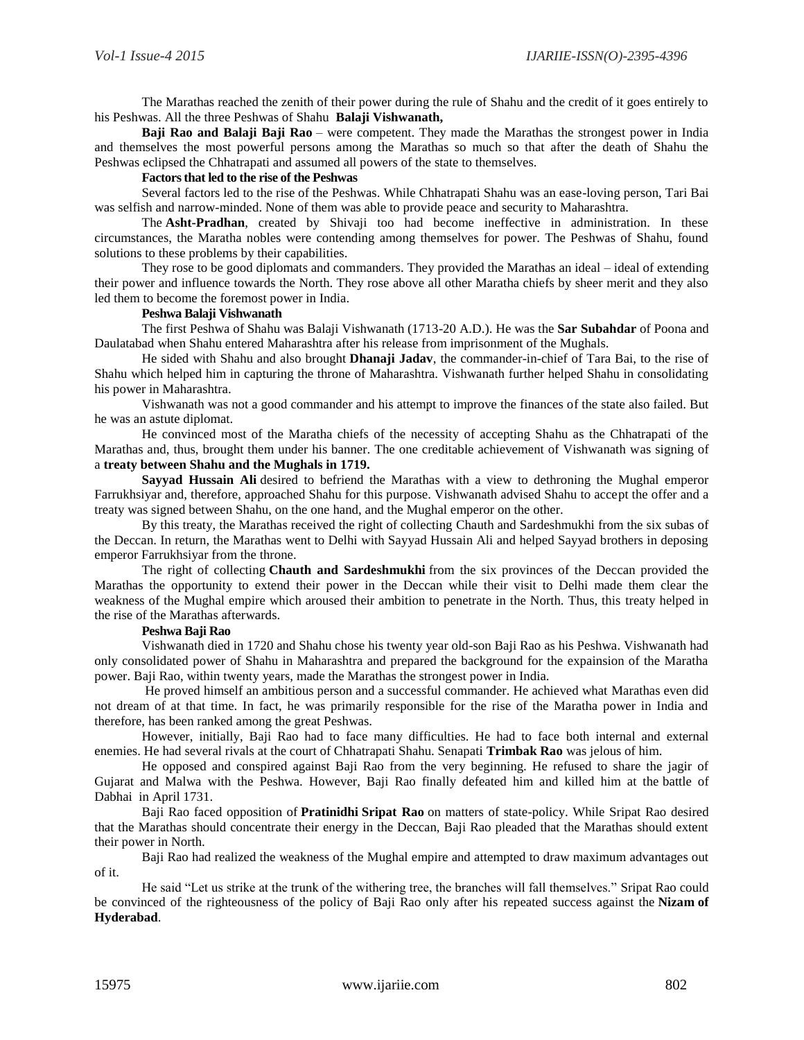The Marathas reached the zenith of their power during the rule of Shahu and the credit of it goes entirely to his Peshwas. All the three Peshwas of Shahu **Balaji Vishwanath,**

**Baji Rao and Balaji Baji Rao** – were competent. They made the Marathas the strongest power in India and themselves the most powerful persons among the Marathas so much so that after the death of Shahu the Peshwas eclipsed the Chhatrapati and assumed all powers of the state to themselves.

**Factors that led to the rise of the Peshwas**

Several factors led to the rise of the Peshwas. While Chhatrapati Shahu was an ease-loving person, Tari Bai was selfish and narrow-minded. None of them was able to provide peace and security to Maharashtra.

The **Asht-Pradhan**, created by Shivaji too had become ineffective in administration. In these circumstances, the Maratha nobles were contending among themselves for power. The Peshwas of Shahu, found solutions to these problems by their capabilities.

They rose to be good diplomats and commanders. They provided the Marathas an ideal – ideal of extending their power and influence towards the North. They rose above all other Maratha chiefs by sheer merit and they also led them to become the foremost power in India.

**Peshwa Balaji Vishwanath**

The first Peshwa of Shahu was Balaji Vishwanath (1713-20 A.D.). He was the **Sar Subahdar** of Poona and Daulatabad when Shahu entered Maharashtra after his release from imprisonment of the Mughals.

He sided with Shahu and also brought **Dhanaji Jadav**, the commander-in-chief of Tara Bai, to the rise of Shahu which helped him in capturing the throne of Maharashtra. Vishwanath further helped Shahu in consolidating his power in Maharashtra.

Vishwanath was not a good commander and his attempt to improve the finances of the state also failed. But he was an astute diplomat.

He convinced most of the Maratha chiefs of the necessity of accepting Shahu as the Chhatrapati of the Marathas and, thus, brought them under his banner. The one creditable achievement of Vishwanath was signing of a **treaty between Shahu and the Mughals in 1719.**

**Sayyad Hussain Ali** desired to befriend the Marathas with a view to dethroning the Mughal emperor Farrukhsiyar and, therefore, approached Shahu for this purpose. Vishwanath advised Shahu to accept the offer and a treaty was signed between Shahu, on the one hand, and the Mughal emperor on the other.

By this treaty, the Marathas received the right of collecting Chauth and Sardeshmukhi from the six subas of the Deccan. In return, the Marathas went to Delhi with Sayyad Hussain Ali and helped Sayyad brothers in deposing emperor Farrukhsiyar from the throne.

The right of collecting **Chauth and Sardeshmukhi** from the six provinces of the Deccan provided the Marathas the opportunity to extend their power in the Deccan while their visit to Delhi made them clear the weakness of the Mughal empire which aroused their ambition to penetrate in the North. Thus, this treaty helped in the rise of the Marathas afterwards.

**Peshwa Baji Rao**

Vishwanath died in 1720 and Shahu chose his twenty year old-son Baji Rao as his Peshwa. Vishwanath had only consolidated power of Shahu in Maharashtra and prepared the background for the expainsion of the Maratha power. Baji Rao, within twenty years, made the Marathas the strongest power in India.

He proved himself an ambitious person and a successful commander. He achieved what Marathas even did not dream of at that time. In fact, he was primarily responsible for the rise of the Maratha power in India and therefore, has been ranked among the great Peshwas.

However, initially, Baji Rao had to face many difficulties. He had to face both internal and external enemies. He had several rivals at the court of Chhatrapati Shahu. Senapati **Trimbak Rao** was jelous of him.

He opposed and conspired against Baji Rao from the very beginning. He refused to share the jagir of Gujarat and Malwa with the Peshwa. However, Baji Rao finally defeated him and killed him at the battle of Dabhai in April 1731.

Baji Rao faced opposition of **Pratinidhi Sripat Rao** on matters of state-policy. While Sripat Rao desired that the Marathas should concentrate their energy in the Deccan, Baji Rao pleaded that the Marathas should extent their power in North.

Baji Rao had realized the weakness of the Mughal empire and attempted to draw maximum advantages out of it.

He said "Let us strike at the trunk of the withering tree, the branches will fall themselves." Sripat Rao could be convinced of the righteousness of the policy of Baji Rao only after his repeated success against the **Nizam of Hyderabad**.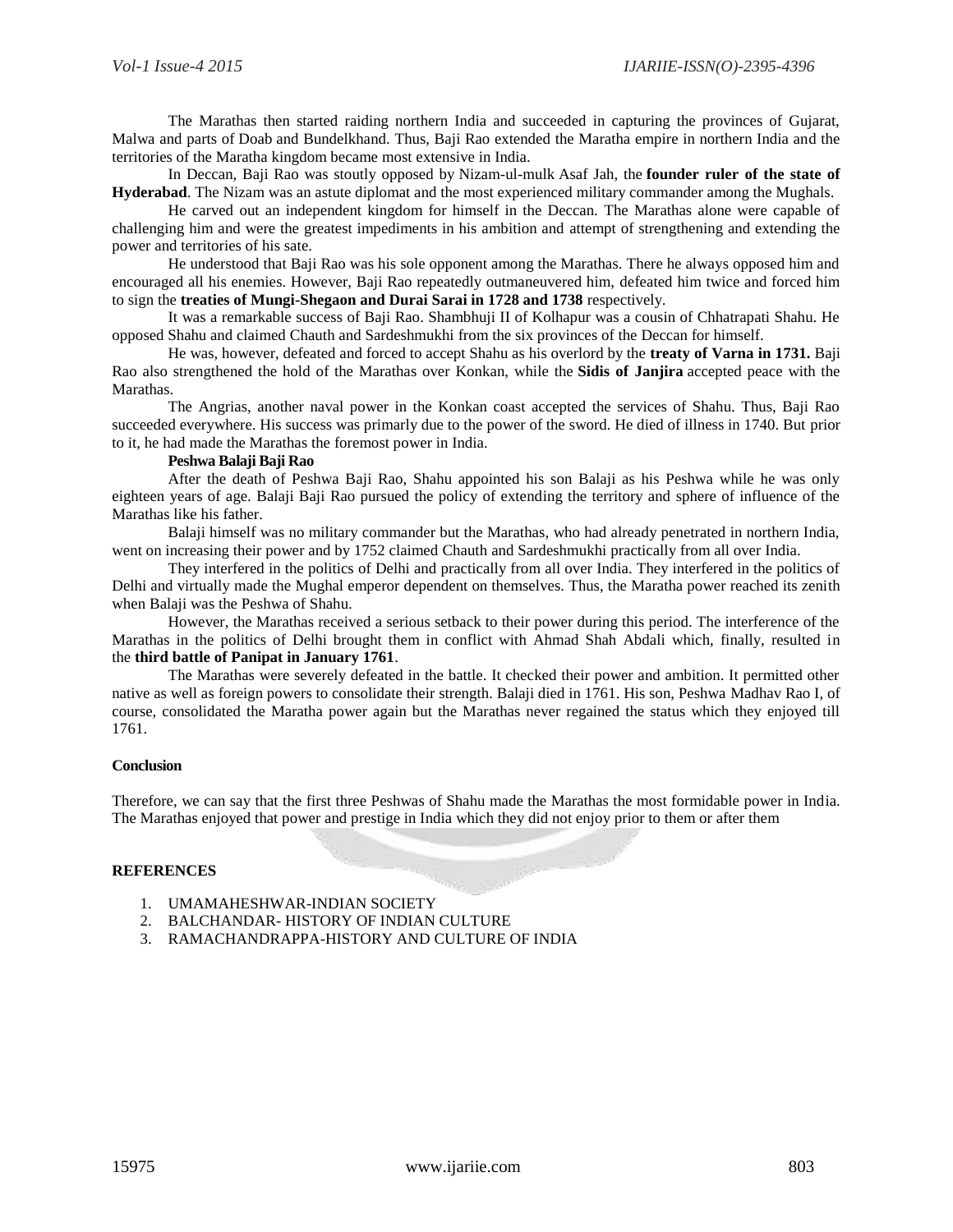The Marathas then started raiding northern India and succeeded in capturing the provinces of Gujarat, Malwa and parts of Doab and Bundelkhand. Thus, Baji Rao extended the Maratha empire in northern India and the territories of the Maratha kingdom became most extensive in India.

In Deccan, Baji Rao was stoutly opposed by Nizam-ul-mulk Asaf Jah, the **founder ruler of the state of Hyderabad**. The Nizam was an astute diplomat and the most experienced military commander among the Mughals.

He carved out an independent kingdom for himself in the Deccan. The Marathas alone were capable of challenging him and were the greatest impediments in his ambition and attempt of strengthening and extending the power and territories of his sate.

He understood that Baji Rao was his sole opponent among the Marathas. There he always opposed him and encouraged all his enemies. However, Baji Rao repeatedly outmaneuvered him, defeated him twice and forced him to sign the **treaties of Mungi-Shegaon and Durai Sarai in 1728 and 1738** respectively.

It was a remarkable success of Baji Rao. Shambhuji II of Kolhapur was a cousin of Chhatrapati Shahu. He opposed Shahu and claimed Chauth and Sardeshmukhi from the six provinces of the Deccan for himself.

He was, however, defeated and forced to accept Shahu as his overlord by the **treaty of Varna in 1731.** Baji Rao also strengthened the hold of the Marathas over Konkan, while the **Sidis of Janjira** accepted peace with the Marathas.

The Angrias, another naval power in the Konkan coast accepted the services of Shahu. Thus, Baji Rao succeeded everywhere. His success was primarily due to the power of the sword. He died of illness in 1740. But prior to it, he had made the Marathas the foremost power in India.

**Peshwa Balaji Baji Rao**

After the death of Peshwa Baji Rao, Shahu appointed his son Balaji as his Peshwa while he was only eighteen years of age. Balaji Baji Rao pursued the policy of extending the territory and sphere of influence of the Marathas like his father.

Balaji himself was no military commander but the Marathas, who had already penetrated in northern India, went on increasing their power and by 1752 claimed Chauth and Sardeshmukhi practically from all over India.

They interfered in the politics of Delhi and practically from all over India. They interfered in the politics of Delhi and virtually made the Mughal emperor dependent on themselves. Thus, the Maratha power reached its zenith when Balaji was the Peshwa of Shahu.

However, the Marathas received a serious setback to their power during this period. The interference of the Marathas in the politics of Delhi brought them in conflict with Ahmad Shah Abdali which, finally, resulted in the **third battle of Panipat in January 1761**.

The Marathas were severely defeated in the battle. It checked their power and ambition. It permitted other native as well as foreign powers to consolidate their strength. Balaji died in 1761. His son, Peshwa Madhav Rao I, of course, consolidated the Maratha power again but the Marathas never regained the status which they enjoyed till 1761.

**Conclusion**

Therefore, we can say that the first three Peshwas of Shahu made the Marathas the most formidable power in India. The Marathas enjoyed that power and prestige in India which they did not enjoy prior to them or after them

**REFERENCES**

1. UMAMAHESHWAR-INDIAN SOCIETY
2. BALCHANDAR- HISTORY OF INDIAN CULTURE
3. RAMACHANDRAPPA-HISTORY AND CULTURE OF INDIA